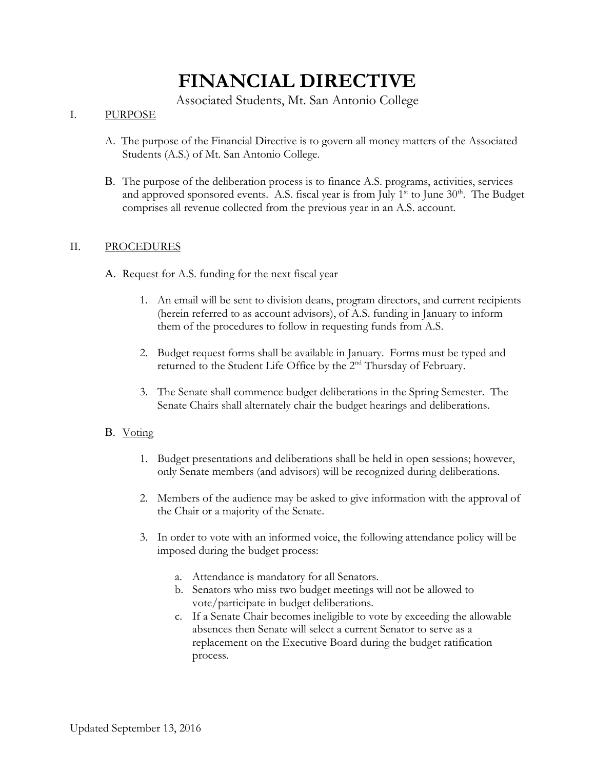# FINANCIAL DIRECTIVE

Associated Students, Mt. San Antonio College

## I. PURPOSE

A. The purpose of the Financial Directive is to govern all money matters of the Associated Students (A.S.) of Mt. San Antonio College.

B. The purpose of the deliberation process is to finance A.S. programs, activities, services and approved sponsored events. A.S. fiscal year is from July 1st to June 30th. The Budget comprises all revenue collected from the previous year in an A.S. account.

## II. PROCEDURES

### A. Request for A.S. funding for the next fiscal year

1. An email will be sent to division deans, program directors, and current recipients (herein referred to as account advisors), of A.S. funding in January to inform them of the procedures to follow in requesting funds from A.S.
2. Budget request forms shall be available in January. Forms must be typed and returned to the Student Life Office by the 2nd Thursday of February.
3. The Senate shall commence budget deliberations in the Spring Semester. The Senate Chairs shall alternately chair the budget hearings and deliberations.

### B. Voting

1. Budget presentations and deliberations shall be held in open sessions; however, only Senate members (and advisors) will be recognized during deliberations.
2. Members of the audience may be asked to give information with the approval of the Chair or a majority of the Senate.
3. In order to vote with an informed voice, the following attendance policy will be imposed during the budget process:
   a. Attendance is mandatory for all Senators.
   b. Senators who miss two budget meetings will not be allowed to vote/participate in budget deliberations.
   c. If a Senate Chair becomes ineligible to vote by exceeding the allowable absences then Senate will select a current Senator to serve as a replacement on the Executive Board during the budget ratification process.

Updated September 13, 2016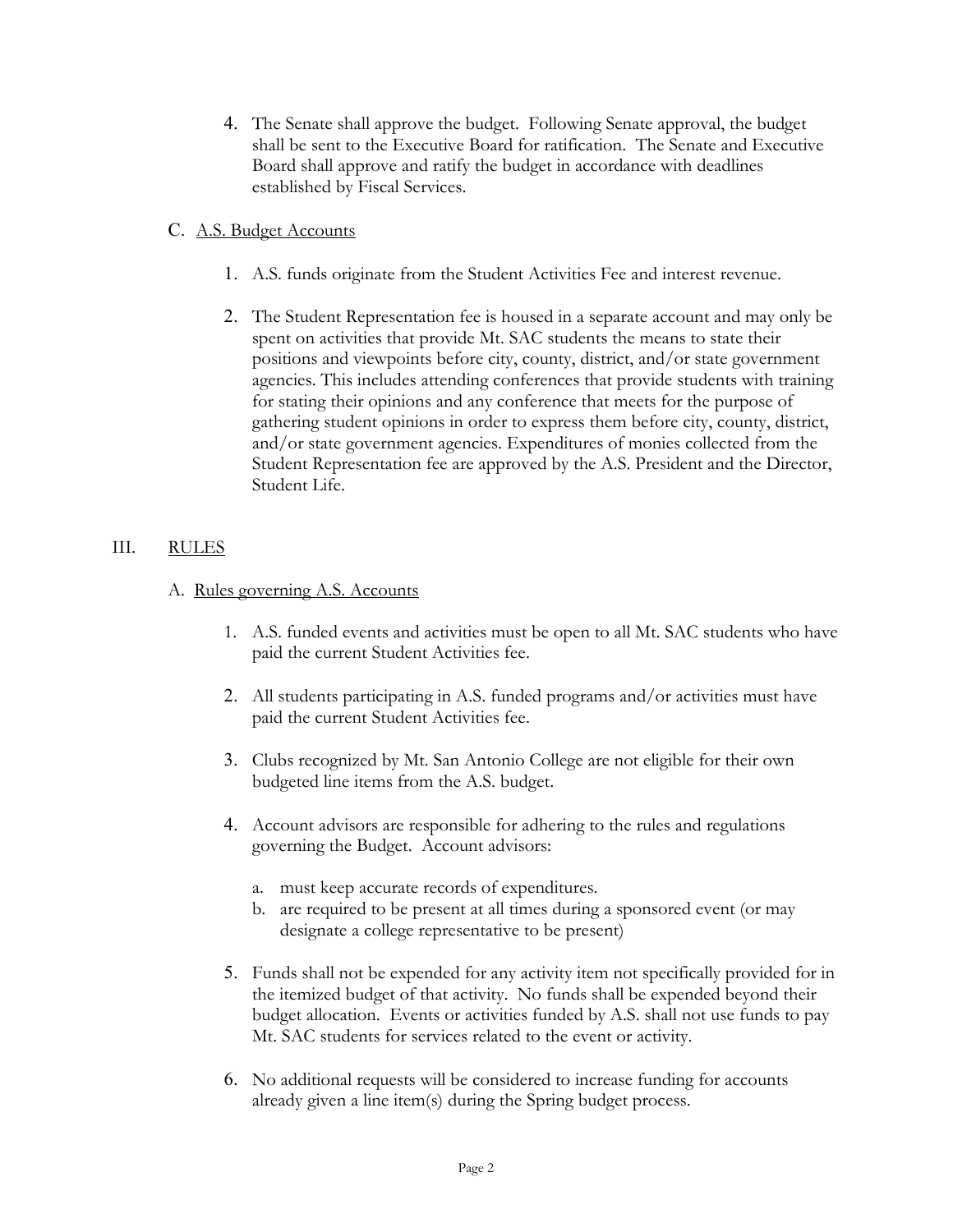4. The Senate shall approve the budget. Following Senate approval, the budget shall be sent to the Executive Board for ratification. The Senate and Executive Board shall approve and ratify the budget in accordance with deadlines established by Fiscal Services.

C. <u>A.S. Budget Accounts</u>

1. A.S. funds originate from the Student Activities Fee and interest revenue.

2. The Student Representation fee is housed in a separate account and may only be spent on activities that provide Mt. SAC students the means to state their positions and viewpoints before city, county, district, and/or state government agencies. This includes attending conferences that provide students with training for stating their opinions and any conference that meets for the purpose of gathering student opinions in order to express them before city, county, district, and/or state government agencies. Expenditures of monies collected from the Student Representation fee are approved by the A.S. President and the Director, Student Life.

## III. <u>RULES</u>

A. <u>Rules governing A.S. Accounts</u>

1. A.S. funded events and activities must be open to all Mt. SAC students who have paid the current Student Activities fee.

2. All students participating in A.S. funded programs and/or activities must have paid the current Student Activities fee.

3. Clubs recognized by Mt. San Antonio College are not eligible for their own budgeted line items from the A.S. budget.

4. Account advisors are responsible for adhering to the rules and regulations governing the Budget. Account advisors:

   a. must keep accurate records of expenditures.
   b. are required to be present at all times during a sponsored event (or may designate a college representative to be present)

5. Funds shall not be expended for any activity item not specifically provided for in the itemized budget of that activity. No funds shall be expended beyond their budget allocation. Events or activities funded by A.S. shall not use funds to pay Mt. SAC students for services related to the event or activity.

6. No additional requests will be considered to increase funding for accounts already given a line item(s) during the Spring budget process.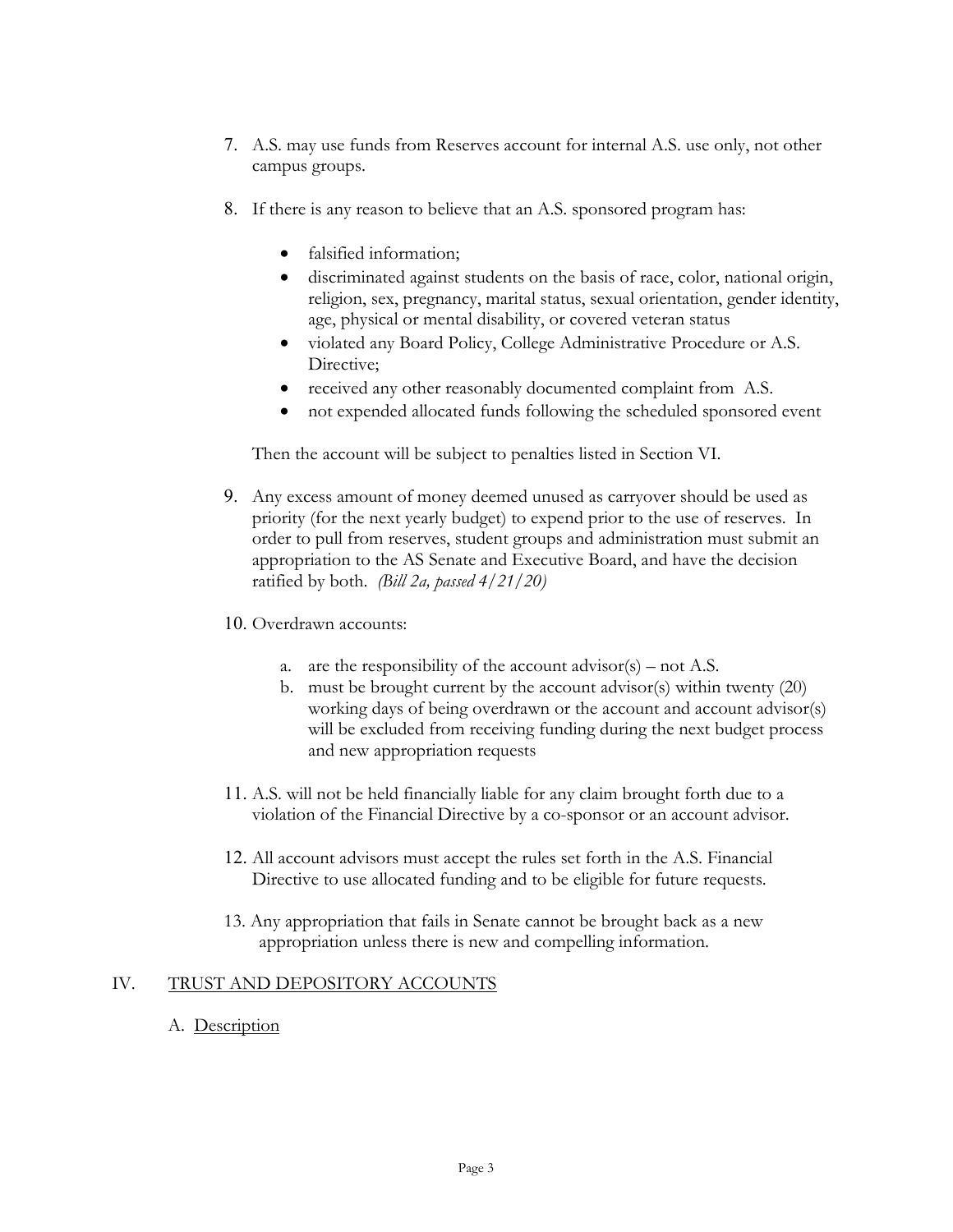7. A.S. may use funds from Reserves account for internal A.S. use only, not other campus groups.

8. If there is any reason to believe that an A.S. sponsored program has:

   - falsified information;
   - discriminated against students on the basis of race, color, national origin, religion, sex, pregnancy, marital status, sexual orientation, gender identity, age, physical or mental disability, or covered veteran status
   - violated any Board Policy, College Administrative Procedure or A.S. Directive;
   - received any other reasonably documented complaint from A.S.
   - not expended allocated funds following the scheduled sponsored event

   Then the account will be subject to penalties listed in Section VI.

9. Any excess amount of money deemed unused as carryover should be used as priority (for the next yearly budget) to expend prior to the use of reserves. In order to pull from reserves, student groups and administration must submit an appropriation to the AS Senate and Executive Board, and have the decision ratified by both. *(Bill 2a, passed 4/21/20)*

10. Overdrawn accounts:

    a. are the responsibility of the account advisor(s) – not A.S.
    b. must be brought current by the account advisor(s) within twenty (20) working days of being overdrawn or the account and account advisor(s) will be excluded from receiving funding during the next budget process and new appropriation requests

11. A.S. will not be held financially liable for any claim brought forth due to a violation of the Financial Directive by a co-sponsor or an account advisor.

12. All account advisors must accept the rules set forth in the A.S. Financial Directive to use allocated funding and to be eligible for future requests.

13. Any appropriation that fails in Senate cannot be brought back as a new appropriation unless there is new and compelling information.

## IV. TRUST AND DEPOSITORY ACCOUNTS

### A. Description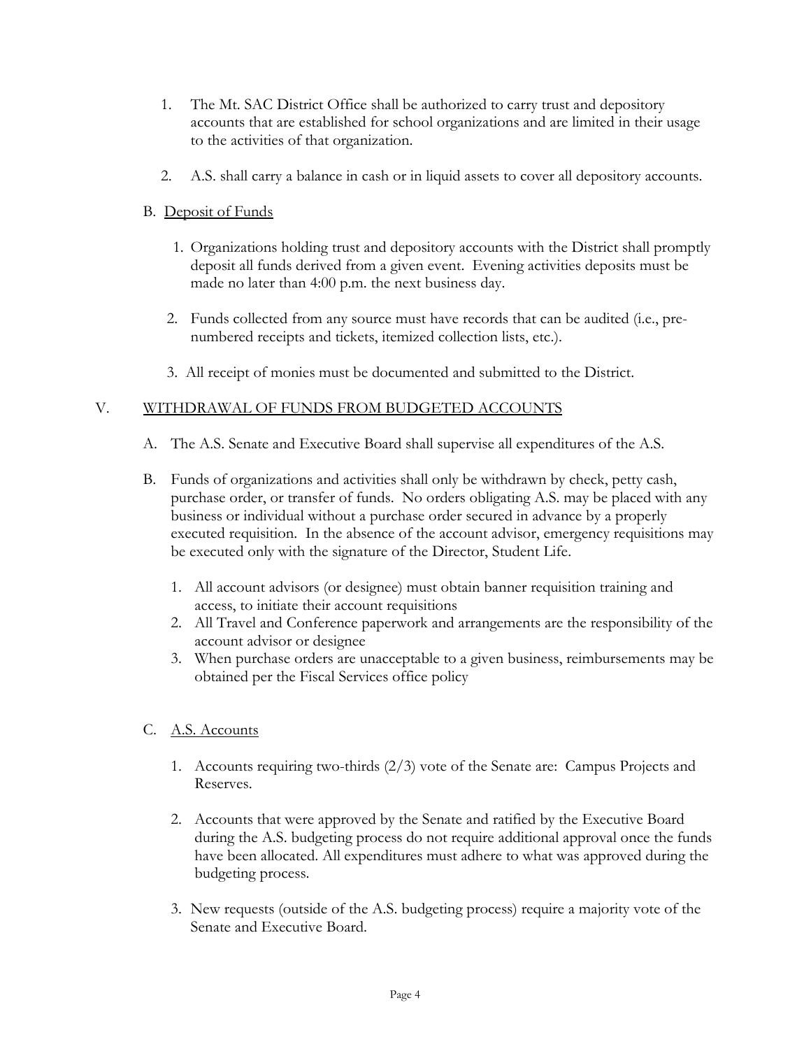1. The Mt. SAC District Office shall be authorized to carry trust and depository accounts that are established for school organizations and are limited in their usage to the activities of that organization.

2. A.S. shall carry a balance in cash or in liquid assets to cover all depository accounts.

B. <u>Deposit of Funds</u>

1. Organizations holding trust and depository accounts with the District shall promptly deposit all funds derived from a given event. Evening activities deposits must be made no later than 4:00 p.m. the next business day.

2. Funds collected from any source must have records that can be audited (i.e., pre-numbered receipts and tickets, itemized collection lists, etc.).

3. All receipt of monies must be documented and submitted to the District.

## V. <u>WITHDRAWAL OF FUNDS FROM BUDGETED ACCOUNTS</u>

A. The A.S. Senate and Executive Board shall supervise all expenditures of the A.S.

B. Funds of organizations and activities shall only be withdrawn by check, petty cash, purchase order, or transfer of funds. No orders obligating A.S. may be placed with any business or individual without a purchase order secured in advance by a properly executed requisition. In the absence of the account advisor, emergency requisitions may be executed only with the signature of the Director, Student Life.

1. All account advisors (or designee) must obtain banner requisition training and access, to initiate their account requisitions
2. All Travel and Conference paperwork and arrangements are the responsibility of the account advisor or designee
3. When purchase orders are unacceptable to a given business, reimbursements may be obtained per the Fiscal Services office policy

C. <u>A.S. Accounts</u>

1. Accounts requiring two-thirds (2/3) vote of the Senate are: Campus Projects and Reserves.

2. Accounts that were approved by the Senate and ratified by the Executive Board during the A.S. budgeting process do not require additional approval once the funds have been allocated. All expenditures must adhere to what was approved during the budgeting process.

3. New requests (outside of the A.S. budgeting process) require a majority vote of the Senate and Executive Board.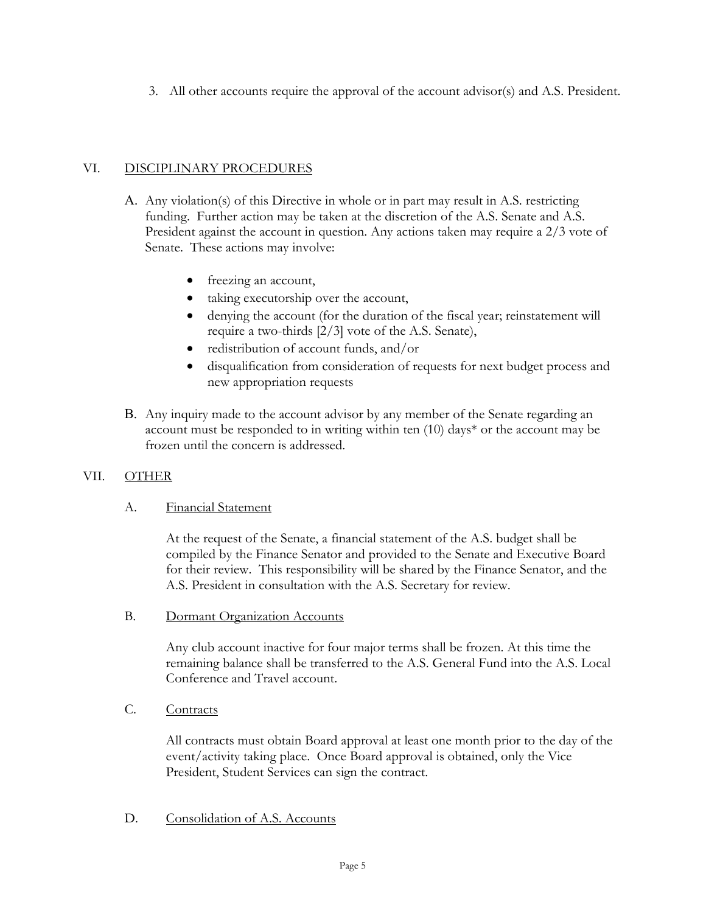3. All other accounts require the approval of the account advisor(s) and A.S. President.

## VI. DISCIPLINARY PROCEDURES

A. Any violation(s) of this Directive in whole or in part may result in A.S. restricting funding. Further action may be taken at the discretion of the A.S. Senate and A.S. President against the account in question. Any actions taken may require a 2/3 vote of Senate. These actions may involve:

- freezing an account,
- taking executorship over the account,
- denying the account (for the duration of the fiscal year; reinstatement will require a two-thirds [2/3] vote of the A.S. Senate),
- redistribution of account funds, and/or
- disqualification from consideration of requests for next budget process and new appropriation requests

B. Any inquiry made to the account advisor by any member of the Senate regarding an account must be responded to in writing within ten (10) days* or the account may be frozen until the concern is addressed.

## VII. OTHER

### A. Financial Statement

At the request of the Senate, a financial statement of the A.S. budget shall be compiled by the Finance Senator and provided to the Senate and Executive Board for their review. This responsibility will be shared by the Finance Senator, and the A.S. President in consultation with the A.S. Secretary for review.

### B. Dormant Organization Accounts

Any club account inactive for four major terms shall be frozen. At this time the remaining balance shall be transferred to the A.S. General Fund into the A.S. Local Conference and Travel account.

### C. Contracts

All contracts must obtain Board approval at least one month prior to the day of the event/activity taking place. Once Board approval is obtained, only the Vice President, Student Services can sign the contract.

### D. Consolidation of A.S. Accounts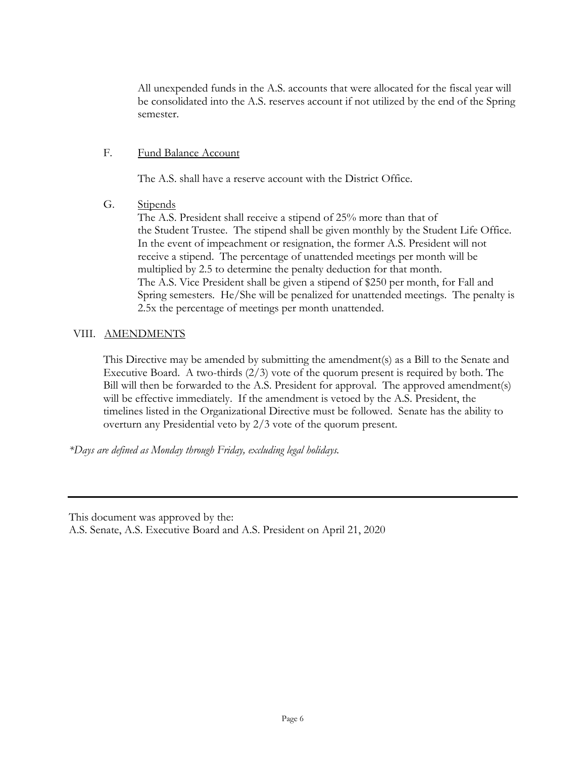All unexpended funds in the A.S. accounts that were allocated for the fiscal year will be consolidated into the A.S. reserves account if not utilized by the end of the Spring semester.

F. Fund Balance Account

The A.S. shall have a reserve account with the District Office.

G. Stipends

The A.S. President shall receive a stipend of 25% more than that of the Student Trustee. The stipend shall be given monthly by the Student Life Office. In the event of impeachment or resignation, the former A.S. President will not receive a stipend. The percentage of unattended meetings per month will be multiplied by 2.5 to determine the penalty deduction for that month.
The A.S. Vice President shall be given a stipend of $250 per month, for Fall and Spring semesters. He/She will be penalized for unattended meetings. The penalty is 2.5x the percentage of meetings per month unattended.

## VIII. AMENDMENTS

This Directive may be amended by submitting the amendment(s) as a Bill to the Senate and Executive Board. A two-thirds (2/3) vote of the quorum present is required by both. The Bill will then be forwarded to the A.S. President for approval. The approved amendment(s) will be effective immediately. If the amendment is vetoed by the A.S. President, the timelines listed in the Organizational Directive must be followed. Senate has the ability to overturn any Presidential veto by 2/3 vote of the quorum present.

*\*Days are defined as Monday through Friday, excluding legal holidays.*

---

This document was approved by the:
A.S. Senate, A.S. Executive Board and A.S. President on April 21, 2020